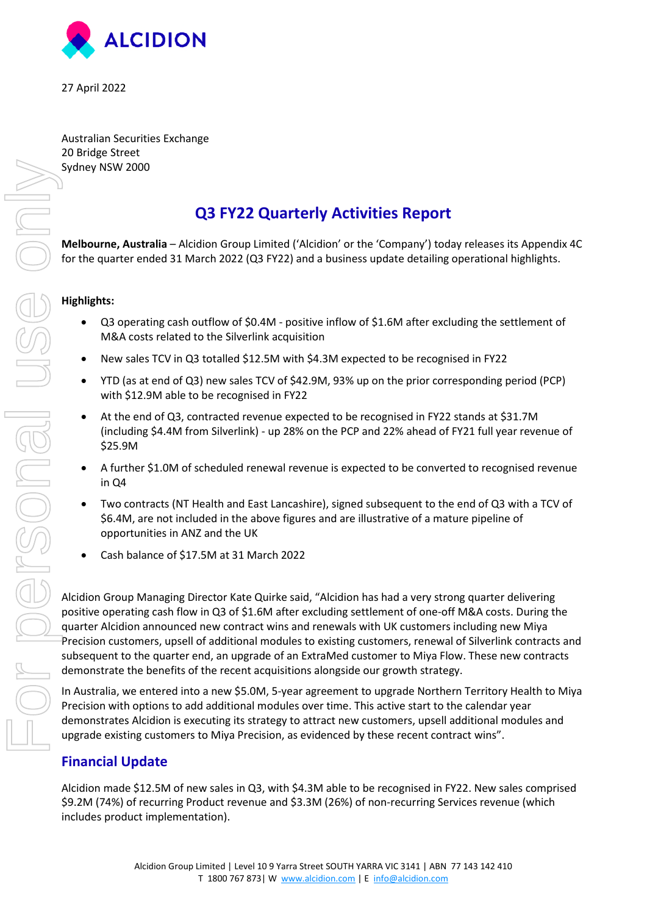ALCIDION

27 April 2022

Australian Securities Exchange
20 Bridge Street
Sydney NSW 2000

# Q3 FY22 Quarterly Activities Report

**Melbourne, Australia** – Alcidion Group Limited ('Alcidion' or the 'Company') today releases its Appendix 4C for the quarter ended 31 March 2022 (Q3 FY22) and a business update detailing operational highlights.

**Highlights:**

- Q3 operating cash outflow of $0.4M - positive inflow of $1.6M after excluding the settlement of M&A costs related to the Silverlink acquisition
- New sales TCV in Q3 totalled $12.5M with $4.3M expected to be recognised in FY22
- YTD (as at end of Q3) new sales TCV of $42.9M, 93% up on the prior corresponding period (PCP) with $12.9M able to be recognised in FY22
- At the end of Q3, contracted revenue expected to be recognised in FY22 stands at $31.7M (including $4.4M from Silverlink) - up 28% on the PCP and 22% ahead of FY21 full year revenue of $25.9M
- A further $1.0M of scheduled renewal revenue is expected to be converted to recognised revenue in Q4
- Two contracts (NT Health and East Lancashire), signed subsequent to the end of Q3 with a TCV of $6.4M, are not included in the above figures and are illustrative of a mature pipeline of opportunities in ANZ and the UK
- Cash balance of $17.5M at 31 March 2022

Alcidion Group Managing Director Kate Quirke said, "Alcidion has had a very strong quarter delivering positive operating cash flow in Q3 of $1.6M after excluding settlement of one-off M&A costs. During the quarter Alcidion announced new contract wins and renewals with UK customers including new Miya Precision customers, upsell of additional modules to existing customers, renewal of Silverlink contracts and subsequent to the quarter end, an upgrade of an ExtraMed customer to Miya Flow. These new contracts demonstrate the benefits of the recent acquisitions alongside our growth strategy.

In Australia, we entered into a new $5.0M, 5-year agreement to upgrade Northern Territory Health to Miya Precision with options to add additional modules over time. This active start to the calendar year demonstrates Alcidion is executing its strategy to attract new customers, upsell additional modules and upgrade existing customers to Miya Precision, as evidenced by these recent contract wins".

## Financial Update

Alcidion made $12.5M of new sales in Q3, with $4.3M able to be recognised in FY22. New sales comprised $9.2M (74%) of recurring Product revenue and $3.3M (26%) of non-recurring Services revenue (which includes product implementation).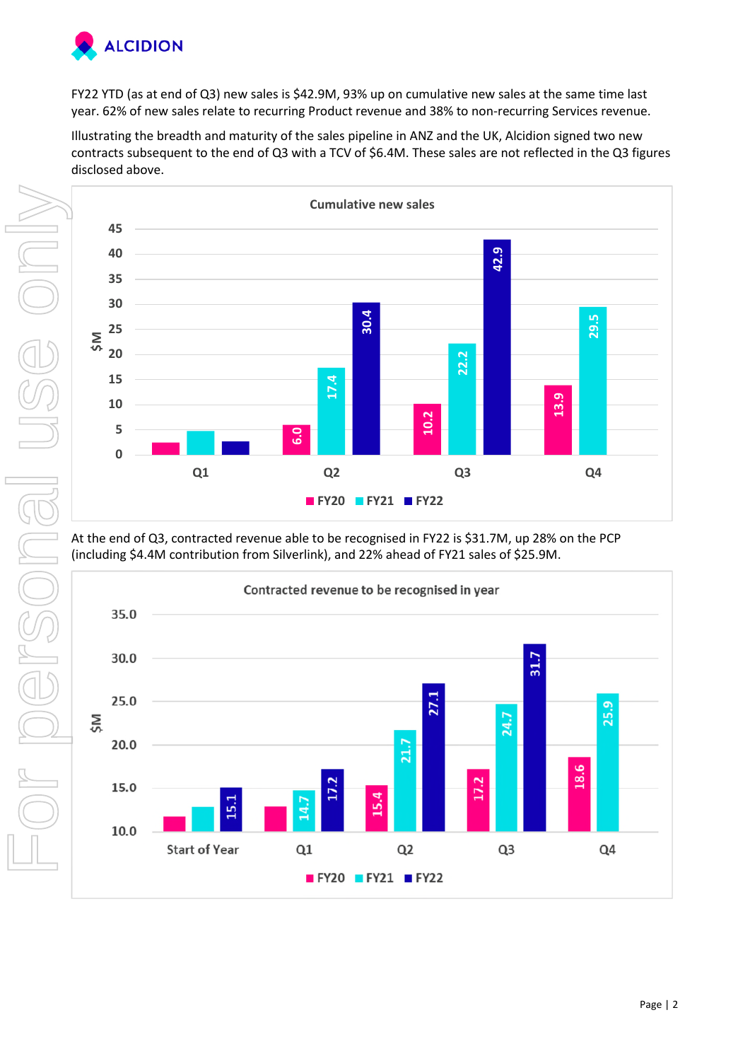FY22 YTD (as at end of Q3) new sales is $42.9M, 93% up on cumulative new sales at the same time last year. 62% of new sales relate to recurring Product revenue and 38% to non-recurring Services revenue.

Illustrating the breadth and maturity of the sales pipeline in ANZ and the UK, Alcidion signed two new contracts subsequent to the end of Q3 with a TCV of $6.4M. These sales are not reflected in the Q3 figures disclosed above.

**Cumulative new sales**

| $M | FY20 | FY21 | FY22 |
|---|---|---|---|
| Q1 | | | |
| Q2 | 6.0 | 17.4 | 30.4 |
| Q3 | 10.2 | 22.2 | 42.9 |
| Q4 | 13.9 | 29.5 | |

At the end of Q3, contracted revenue able to be recognised in FY22 is $31.7M, up 28% on the PCP (including $4.4M contribution from Silverlink), and 22% ahead of FY21 sales of $25.9M.

**Contracted revenue to be recognised in year**

| $M | FY20 | FY21 | FY22 |
|---|---|---|---|
| Start of Year | | | 15.1 |
| Q1 | | 14.7 | 17.2 |
| Q2 | 15.4 | 21.7 | 27.1 |
| Q3 | 17.2 | 24.7 | 31.7 |
| Q4 | 18.6 | 25.9 | |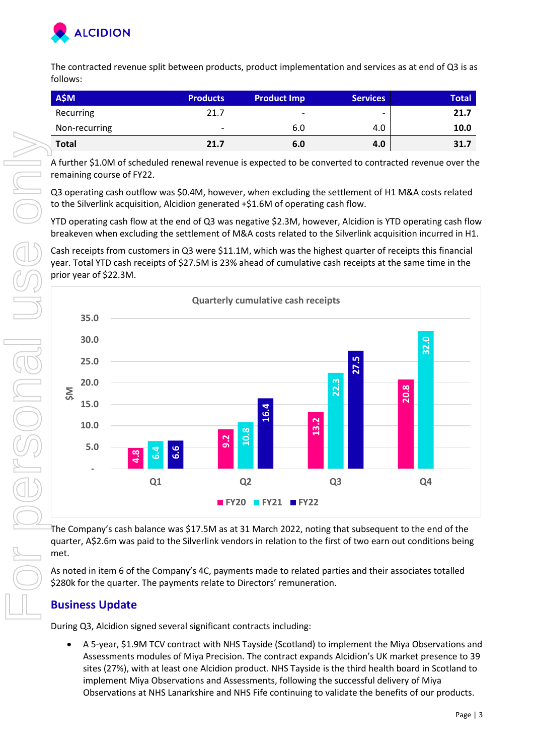The contracted revenue split between products, product implementation and services as at end of Q3 is as follows:

| A$M | Products | Product Imp | Services | Total |
|---|---|---|---|---|
| Recurring | 21.7 | - | - | **21.7** |
| Non-recurring | - | 6.0 | 4.0 | **10.0** |
| **Total** | **21.7** | **6.0** | **4.0** | **31.7** |

A further $1.0M of scheduled renewal revenue is expected to be converted to contracted revenue over the remaining course of FY22.

Q3 operating cash outflow was $0.4M, however, when excluding the settlement of H1 M&A costs related to the Silverlink acquisition, Alcidion generated +$1.6M of operating cash flow.

YTD operating cash flow at the end of Q3 was negative $2.3M, however, Alcidion is YTD operating cash flow breakeven when excluding the settlement of M&A costs related to the Silverlink acquisition incurred in H1.

Cash receipts from customers in Q3 were $11.1M, which was the highest quarter of receipts this financial year. Total YTD cash receipts of $27.5M is 23% ahead of cumulative cash receipts at the same time in the prior year of $22.3M.

**Quarterly cumulative cash receipts**

| $M | FY20 | FY21 | FY22 |
|---|---|---|---|
| Q1 | 4.8 | 6.4 | 6.6 |
| Q2 | 9.2 | 10.8 | 16.4 |
| Q3 | 13.2 | 22.3 | 27.5 |
| Q4 | 20.8 | 32.0 | |

The Company's cash balance was $17.5M as at 31 March 2022, noting that subsequent to the end of the quarter, A$2.6m was paid to the Silverlink vendors in relation to the first of two earn out conditions being met.

As noted in item 6 of the Company's 4C, payments made to related parties and their associates totalled $280k for the quarter. The payments relate to Directors' remuneration.

## Business Update

During Q3, Alcidion signed several significant contracts including:

- A 5-year, $1.9M TCV contract with NHS Tayside (Scotland) to implement the Miya Observations and Assessments modules of Miya Precision. The contract expands Alcidion's UK market presence to 39 sites (27%), with at least one Alcidion product. NHS Tayside is the third health board in Scotland to implement Miya Observations and Assessments, following the successful delivery of Miya Observations at NHS Lanarkshire and NHS Fife continuing to validate the benefits of our products.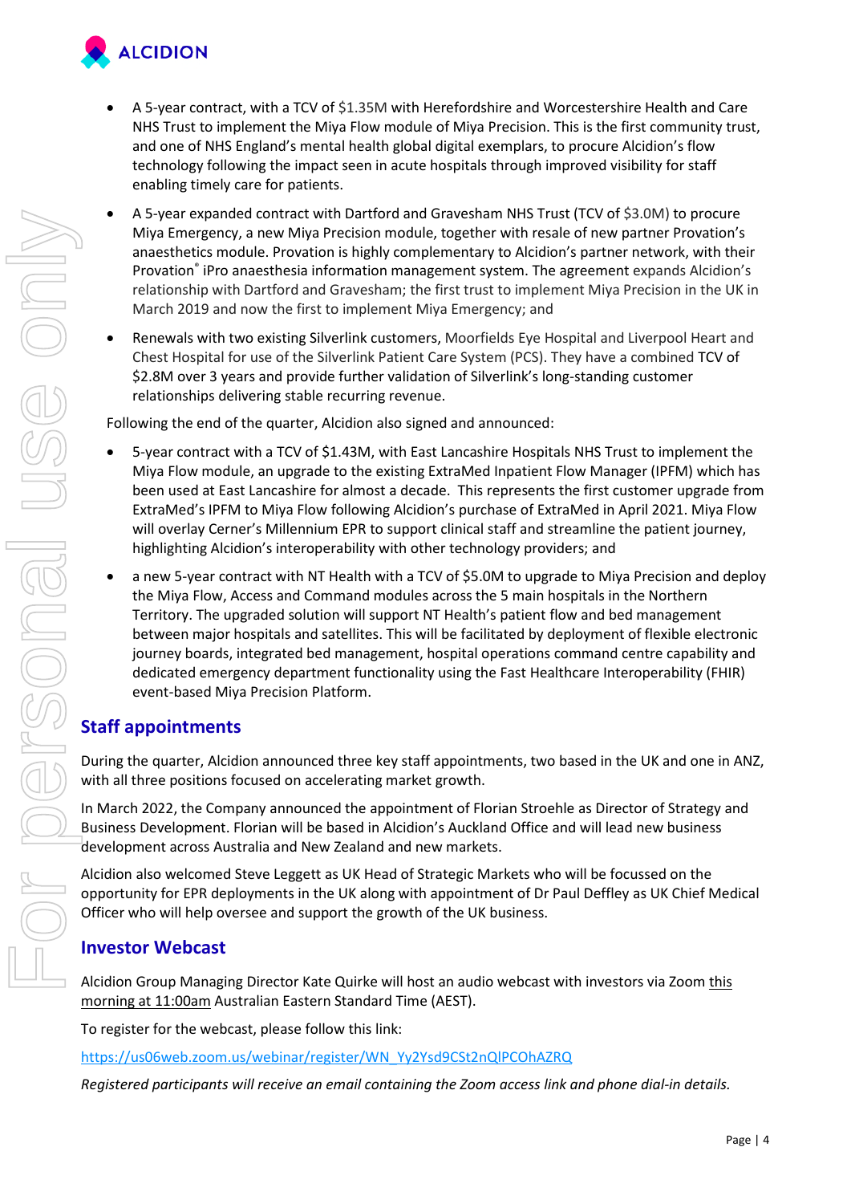- A 5-year contract, with a TCV of $1.35M with Herefordshire and Worcestershire Health and Care NHS Trust to implement the Miya Flow module of Miya Precision. This is the first community trust, and one of NHS England's mental health global digital exemplars, to procure Alcidion's flow technology following the impact seen in acute hospitals through improved visibility for staff enabling timely care for patients.
- A 5-year expanded contract with Dartford and Gravesham NHS Trust (TCV of $3.0M) to procure Miya Emergency, a new Miya Precision module, together with resale of new partner Provation's anaesthetics module. Provation is highly complementary to Alcidion's partner network, with their Provation® iPro anaesthesia information management system. The agreement expands Alcidion's relationship with Dartford and Gravesham; the first trust to implement Miya Precision in the UK in March 2019 and now the first to implement Miya Emergency; and
- Renewals with two existing Silverlink customers, Moorfields Eye Hospital and Liverpool Heart and Chest Hospital for use of the Silverlink Patient Care System (PCS). They have a combined TCV of $2.8M over 3 years and provide further validation of Silverlink's long-standing customer relationships delivering stable recurring revenue.

Following the end of the quarter, Alcidion also signed and announced:

- 5-year contract with a TCV of $1.43M, with East Lancashire Hospitals NHS Trust to implement the Miya Flow module, an upgrade to the existing ExtraMed Inpatient Flow Manager (IPFM) which has been used at East Lancashire for almost a decade. This represents the first customer upgrade from ExtraMed's IPFM to Miya Flow following Alcidion's purchase of ExtraMed in April 2021. Miya Flow will overlay Cerner's Millennium EPR to support clinical staff and streamline the patient journey, highlighting Alcidion's interoperability with other technology providers; and
- a new 5-year contract with NT Health with a TCV of $5.0M to upgrade to Miya Precision and deploy the Miya Flow, Access and Command modules across the 5 main hospitals in the Northern Territory. The upgraded solution will support NT Health's patient flow and bed management between major hospitals and satellites. This will be facilitated by deployment of flexible electronic journey boards, integrated bed management, hospital operations command centre capability and dedicated emergency department functionality using the Fast Healthcare Interoperability (FHIR) event-based Miya Precision Platform.

## Staff appointments

During the quarter, Alcidion announced three key staff appointments, two based in the UK and one in ANZ, with all three positions focused on accelerating market growth.

In March 2022, the Company announced the appointment of Florian Stroehle as Director of Strategy and Business Development. Florian will be based in Alcidion's Auckland Office and will lead new business development across Australia and New Zealand and new markets.

Alcidion also welcomed Steve Leggett as UK Head of Strategic Markets who will be focussed on the opportunity for EPR deployments in the UK along with appointment of Dr Paul Deffley as UK Chief Medical Officer who will help oversee and support the growth of the UK business.

## Investor Webcast

Alcidion Group Managing Director Kate Quirke will host an audio webcast with investors via Zoom this morning at 11:00am Australian Eastern Standard Time (AEST).

To register for the webcast, please follow this link:

https://us06web.zoom.us/webinar/register/WN_Yy2Ysd9CSt2nQlPCOhAZRQ

*Registered participants will receive an email containing the Zoom access link and phone dial-in details.*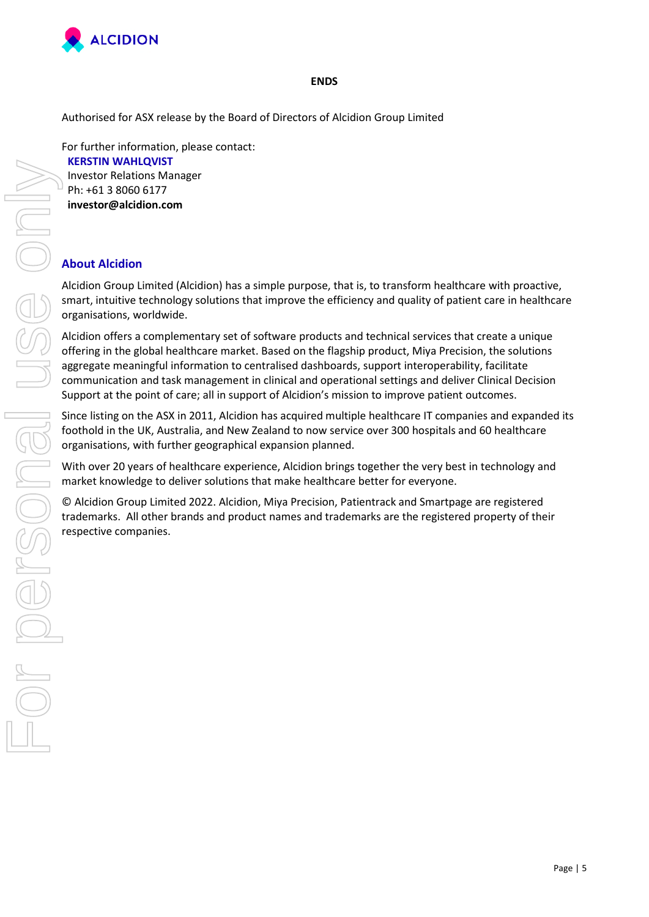**ENDS**

Authorised for ASX release by the Board of Directors of Alcidion Group Limited

For further information, please contact:
**KERSTIN WAHLQVIST**
Investor Relations Manager
Ph: +61 3 8060 6177
**investor@alcidion.com**

## About Alcidion

Alcidion Group Limited (Alcidion) has a simple purpose, that is, to transform healthcare with proactive, smart, intuitive technology solutions that improve the efficiency and quality of patient care in healthcare organisations, worldwide.

Alcidion offers a complementary set of software products and technical services that create a unique offering in the global healthcare market. Based on the flagship product, Miya Precision, the solutions aggregate meaningful information to centralised dashboards, support interoperability, facilitate communication and task management in clinical and operational settings and deliver Clinical Decision Support at the point of care; all in support of Alcidion's mission to improve patient outcomes.

Since listing on the ASX in 2011, Alcidion has acquired multiple healthcare IT companies and expanded its foothold in the UK, Australia, and New Zealand to now service over 300 hospitals and 60 healthcare organisations, with further geographical expansion planned.

With over 20 years of healthcare experience, Alcidion brings together the very best in technology and market knowledge to deliver solutions that make healthcare better for everyone.

© Alcidion Group Limited 2022. Alcidion, Miya Precision, Patientrack and Smartpage are registered trademarks. All other brands and product names and trademarks are the registered property of their respective companies.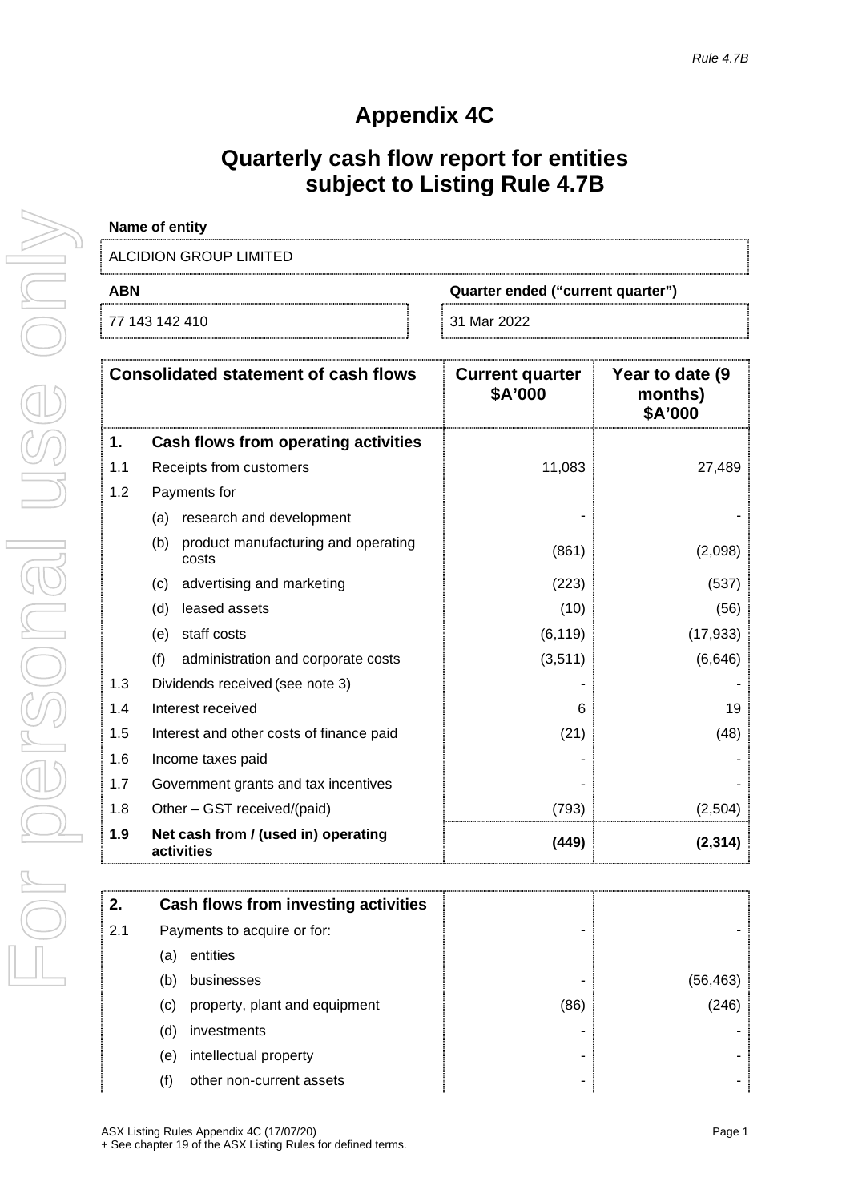*Rule 4.7B*

# Appendix 4C

## Quarterly cash flow report for entities subject to Listing Rule 4.7B

**Name of entity**

ALCIDION GROUP LIMITED

| ABN | Quarter ended ("current quarter") |
|---|---|
| 77 143 142 410 | 31 Mar 2022 |

| Consolidated statement of cash flows | | Current quarter $A'000 | Year to date (9 months) $A'000 |
|---|---|---|---|
| **1.** | **Cash flows from operating activities** | | |
| 1.1 | Receipts from customers | 11,083 | 27,489 |
| 1.2 | Payments for | | |
| | (a) research and development | - | - |
| | (b) product manufacturing and operating costs | (861) | (2,098) |
| | (c) advertising and marketing | (223) | (537) |
| | (d) leased assets | (10) | (56) |
| | (e) staff costs | (6,119) | (17,933) |
| | (f) administration and corporate costs | (3,511) | (6,646) |
| 1.3 | Dividends received (see note 3) | - | - |
| 1.4 | Interest received | 6 | 19 |
| 1.5 | Interest and other costs of finance paid | (21) | (48) |
| 1.6 | Income taxes paid | - | - |
| 1.7 | Government grants and tax incentives | - | - |
| 1.8 | Other – GST received/(paid) | (793) | (2,504) |
| **1.9** | **Net cash from / (used in) operating activities** | **(449)** | **(2,314)** |

| | | | |
|---|---|---|---|
| **2.** | **Cash flows from investing activities** | | |
| 2.1 | Payments to acquire or for: | - | - |
| | (a) entities | | |
| | (b) businesses | - | (56,463) |
| | (c) property, plant and equipment | (86) | (246) |
| | (d) investments | - | - |
| | (e) intellectual property | - | - |
| | (f) other non-current assets | - | - |

ASX Listing Rules Appendix 4C (17/07/20)
+ See chapter 19 of the ASX Listing Rules for defined terms.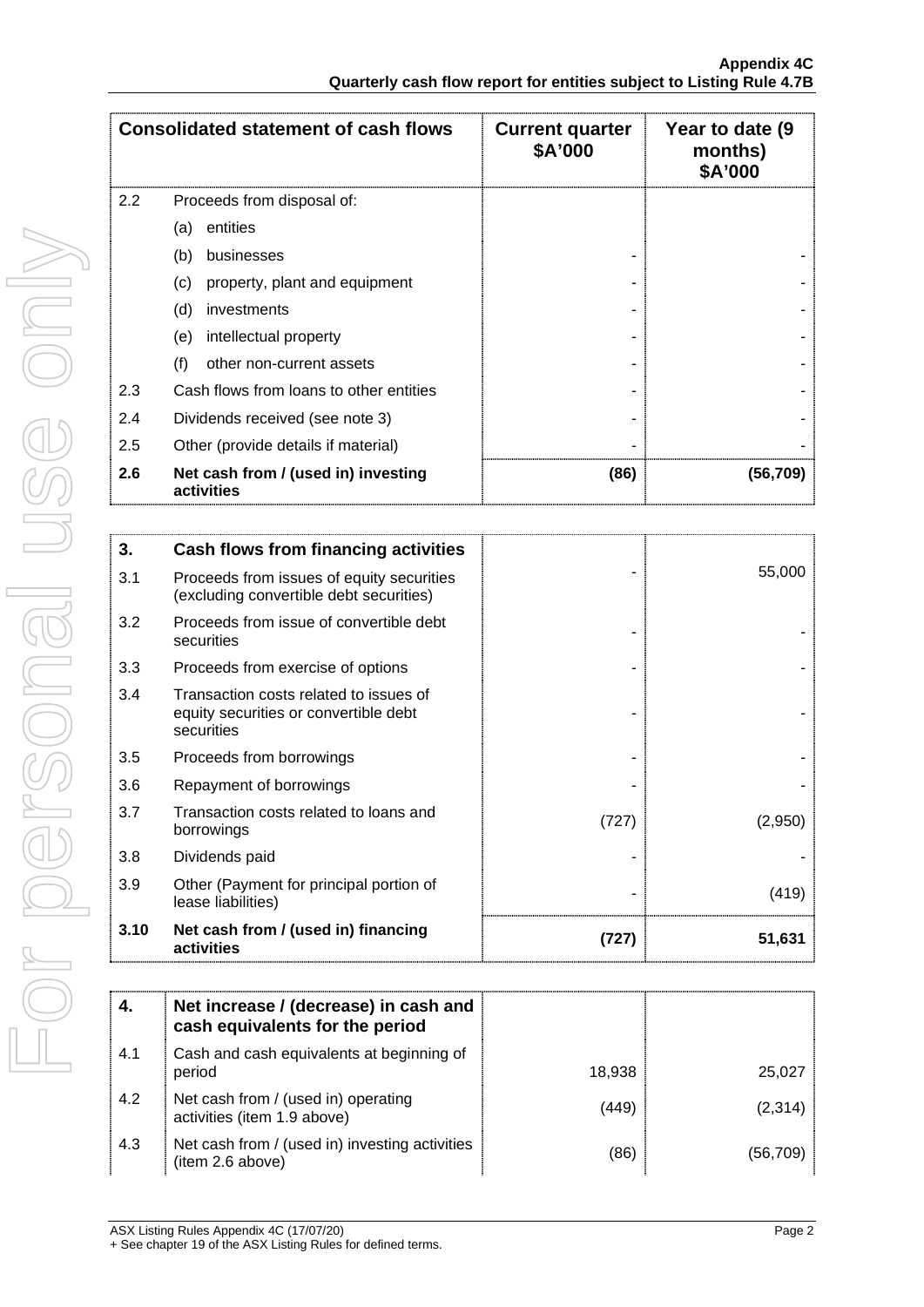| Consolidated statement of cash flows | | Current quarter $A'000 | Year to date (9 months) $A'000 |
|---|---|---|---|
| 2.2 | Proceeds from disposal of: | | |
| | (a) entities | | |
| | (b) businesses | - | - |
| | (c) property, plant and equipment | - | - |
| | (d) investments | - | - |
| | (e) intellectual property | - | - |
| | (f) other non-current assets | - | - |
| 2.3 | Cash flows from loans to other entities | - | - |
| 2.4 | Dividends received (see note 3) | - | - |
| 2.5 | Other (provide details if material) | - | - |
| **2.6** | **Net cash from / (used in) investing activities** | **(86)** | **(56,709)** |

| **3.** | **Cash flows from financing activities** | | |
|---|---|---|---|
| 3.1 | Proceeds from issues of equity securities (excluding convertible debt securities) | - | 55,000 |
| 3.2 | Proceeds from issue of convertible debt securities | - | - |
| 3.3 | Proceeds from exercise of options | - | - |
| 3.4 | Transaction costs related to issues of equity securities or convertible debt securities | - | - |
| 3.5 | Proceeds from borrowings | - | - |
| 3.6 | Repayment of borrowings | - | - |
| 3.7 | Transaction costs related to loans and borrowings | (727) | (2,950) |
| 3.8 | Dividends paid | - | - |
| 3.9 | Other (Payment for principal portion of lease liabilities) | - | (419) |
| **3.10** | **Net cash from / (used in) financing activities** | **(727)** | **51,631** |

| **4.** | **Net increase / (decrease) in cash and cash equivalents for the period** | | |
|---|---|---|---|
| 4.1 | Cash and cash equivalents at beginning of period | 18,938 | 25,027 |
| 4.2 | Net cash from / (used in) operating activities (item 1.9 above) | (449) | (2,314) |
| 4.3 | Net cash from / (used in) investing activities (item 2.6 above) | (86) | (56,709) |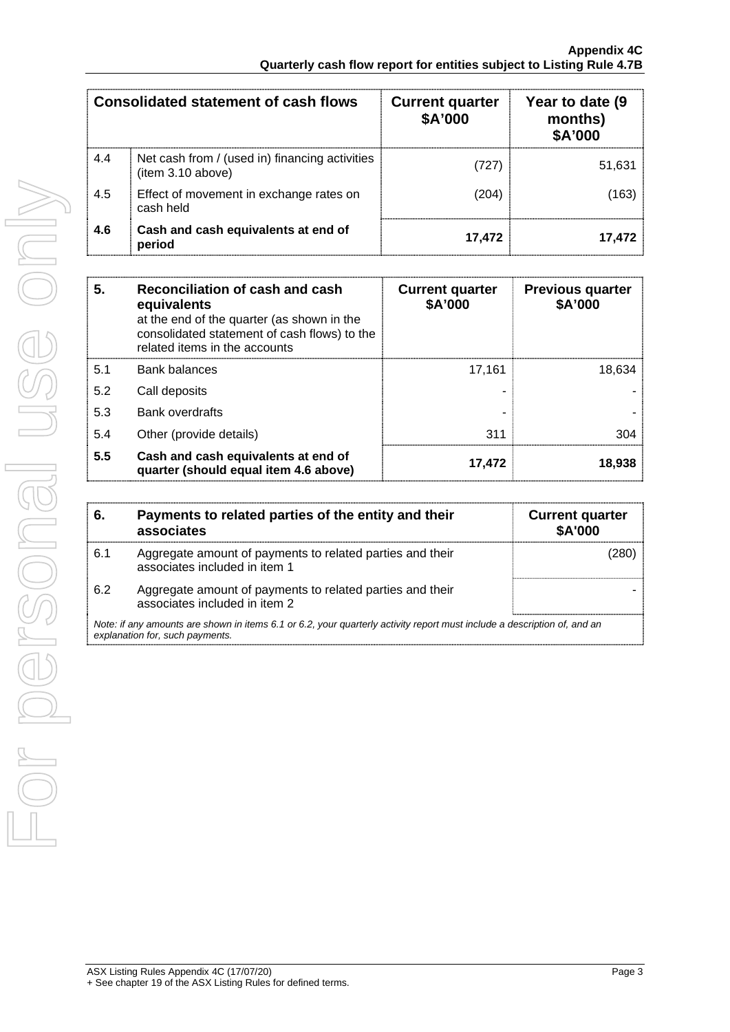| Consolidated statement of cash flows | | Current quarter $A'000 | Year to date (9 months) $A'000 |
|---|---|---|---|
| 4.4 | Net cash from / (used in) financing activities (item 3.10 above) | (727) | 51,631 |
| 4.5 | Effect of movement in exchange rates on cash held | (204) | (163) |
| **4.6** | **Cash and cash equivalents at end of period** | **17,472** | **17,472** |

| **5.** | **Reconciliation of cash and cash equivalents** at the end of the quarter (as shown in the consolidated statement of cash flows) to the related items in the accounts | **Current quarter $A'000** | **Previous quarter $A'000** |
|---|---|---|---|
| 5.1 | Bank balances | 17,161 | 18,634 |
| 5.2 | Call deposits | - | - |
| 5.3 | Bank overdrafts | - | - |
| 5.4 | Other (provide details) | 311 | 304 |
| **5.5** | **Cash and cash equivalents at end of quarter (should equal item 4.6 above)** | **17,472** | **18,938** |

| **6.** | **Payments to related parties of the entity and their associates** | **Current quarter $A'000** |
|---|---|---|
| 6.1 | Aggregate amount of payments to related parties and their associates included in item 1 | (280) |
| 6.2 | Aggregate amount of payments to related parties and their associates included in item 2 | - |

*Note: if any amounts are shown in items 6.1 or 6.2, your quarterly activity report must include a description of, and an explanation for, such payments.*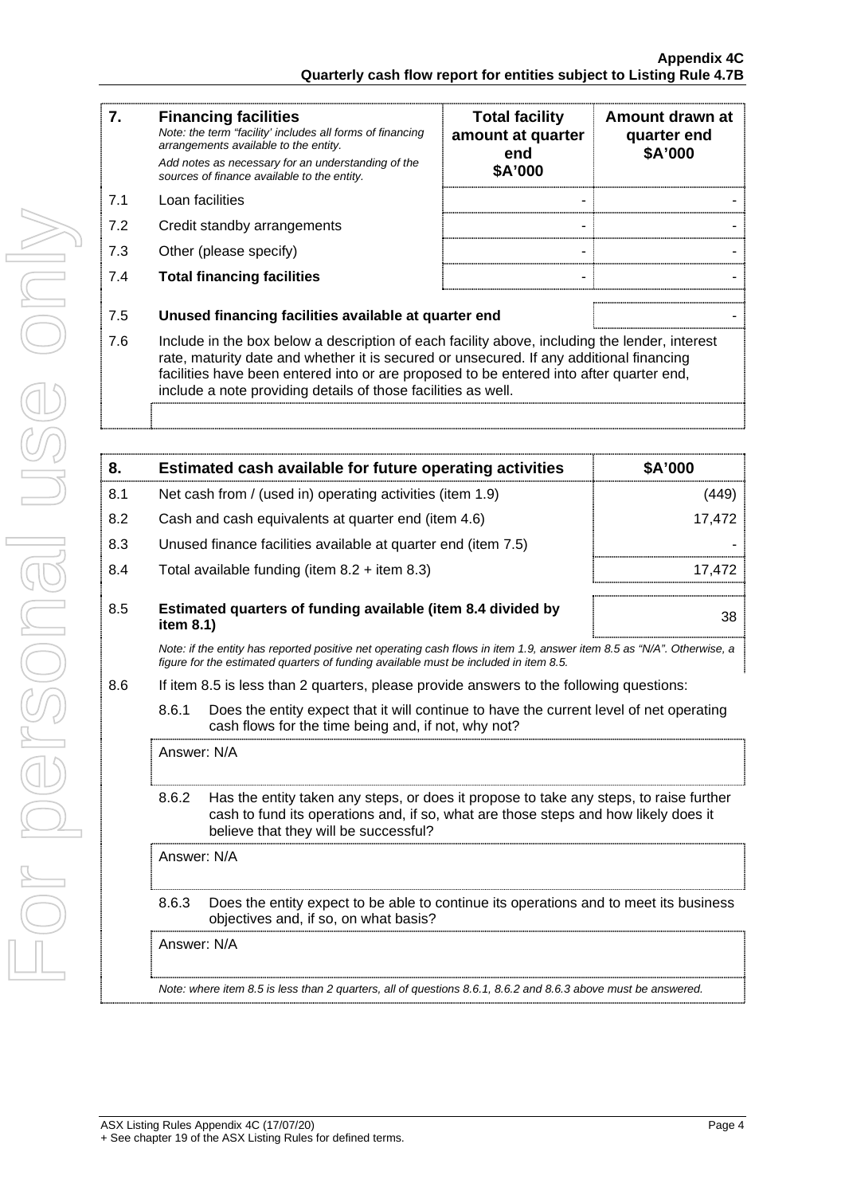| 7. | Financing facilities<br>*Note: the term "facility' includes all forms of financing arrangements available to the entity.*<br>*Add notes as necessary for an understanding of the sources of finance available to the entity.* | Total facility amount at quarter end<br>$A'000 | Amount drawn at quarter end<br>$A'000 |
|---|---|---|---|
| 7.1 | Loan facilities | - | - |
| 7.2 | Credit standby arrangements | - | - |
| 7.3 | Other (please specify) | - | - |
| 7.4 | **Total financing facilities** | - | - |
| 7.5 | **Unused financing facilities available at quarter end** | | - |
| 7.6 | Include in the box below a description of each facility above, including the lender, interest rate, maturity date and whether it is secured or unsecured. If any additional financing facilities have been entered into or are proposed to be entered into after quarter end, include a note providing details of those facilities as well. | | |

| 8. | Estimated cash available for future operating activities | $A'000 |
|---|---|---|
| 8.1 | Net cash from / (used in) operating activities (item 1.9) | (449) |
| 8.2 | Cash and cash equivalents at quarter end (item 4.6) | 17,472 |
| 8.3 | Unused finance facilities available at quarter end (item 7.5) | - |
| 8.4 | Total available funding (item 8.2 + item 8.3) | 17,472 |
| 8.5 | **Estimated quarters of funding available (item 8.4 divided by item 8.1)** | 38 |

*Note: if the entity has reported positive net operating cash flows in item 1.9, answer item 8.5 as "N/A". Otherwise, a figure for the estimated quarters of funding available must be included in item 8.5.*

8.6 If item 8.5 is less than 2 quarters, please provide answers to the following questions:

8.6.1 Does the entity expect that it will continue to have the current level of net operating cash flows for the time being and, if not, why not?

Answer: N/A

8.6.2 Has the entity taken any steps, or does it propose to take any steps, to raise further cash to fund its operations and, if so, what are those steps and how likely does it believe that they will be successful?

Answer: N/A

8.6.3 Does the entity expect to be able to continue its operations and to meet its business objectives and, if so, on what basis?

Answer: N/A

*Note: where item 8.5 is less than 2 quarters, all of questions 8.6.1, 8.6.2 and 8.6.3 above must be answered.*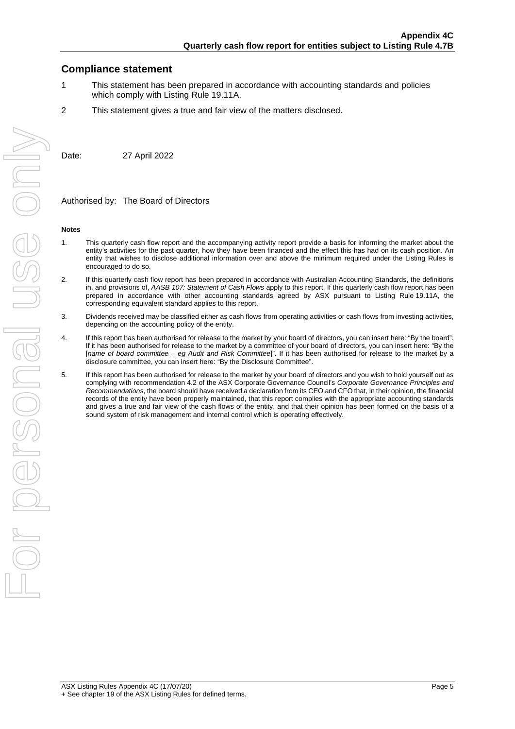## Compliance statement

1 This statement has been prepared in accordance with accounting standards and policies which comply with Listing Rule 19.11A.

2 This statement gives a true and fair view of the matters disclosed.

Date: 27 April 2022

Authorised by: The Board of Directors

**Notes**

1. This quarterly cash flow report and the accompanying activity report provide a basis for informing the market about the entity's activities for the past quarter, how they have been financed and the effect this has had on its cash position. An entity that wishes to disclose additional information over and above the minimum required under the Listing Rules is encouraged to do so.
2. If this quarterly cash flow report has been prepared in accordance with Australian Accounting Standards, the definitions in, and provisions of, *AASB 107: Statement of Cash Flows* apply to this report. If this quarterly cash flow report has been prepared in accordance with other accounting standards agreed by ASX pursuant to Listing Rule 19.11A, the corresponding equivalent standard applies to this report.
3. Dividends received may be classified either as cash flows from operating activities or cash flows from investing activities, depending on the accounting policy of the entity.
4. If this report has been authorised for release to the market by your board of directors, you can insert here: "By the board". If it has been authorised for release to the market by a committee of your board of directors, you can insert here: "By the [*name of board committee – eg Audit and Risk Committee*]". If it has been authorised for release to the market by a disclosure committee, you can insert here: "By the Disclosure Committee".
5. If this report has been authorised for release to the market by your board of directors and you wish to hold yourself out as complying with recommendation 4.2 of the ASX Corporate Governance Council's *Corporate Governance Principles and Recommendations*, the board should have received a declaration from its CEO and CFO that, in their opinion, the financial records of the entity have been properly maintained, that this report complies with the appropriate accounting standards and gives a true and fair view of the cash flows of the entity, and that their opinion has been formed on the basis of a sound system of risk management and internal control which is operating effectively.